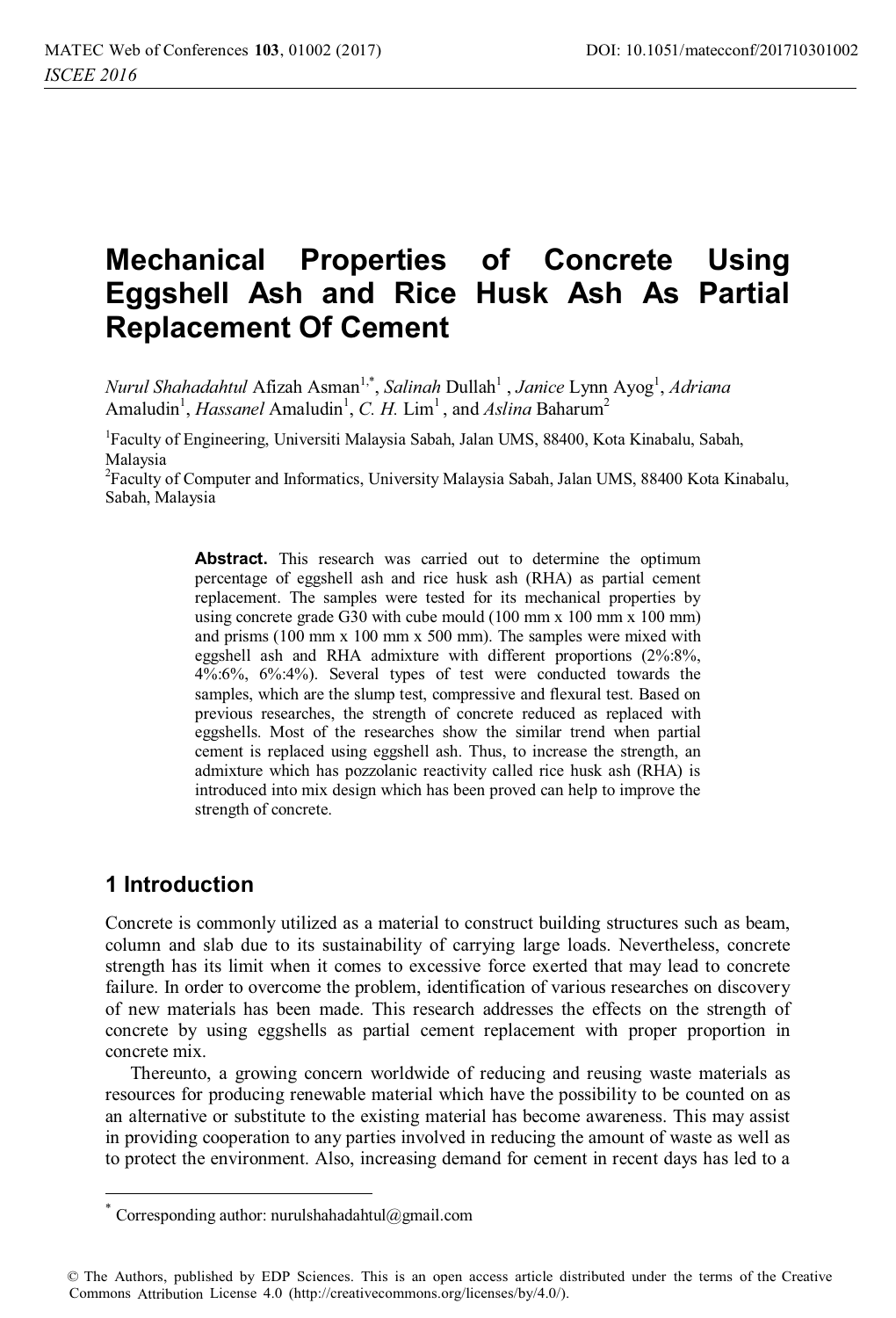# Mechanical Properties of Concrete Using Eggshell Ash and Rice Husk Ash As Partial Replacement Of Cement

*Nurul Shahadahtul* Afizah Asman[1,*], *Salinah* Dullah[1] , *Janice* Lynn Ayog[1], *Adriana* Amaludin[1], *Hassanel* Amaludin[1], *C. H.* Lim[1] , and *Aslina* Baharum[2]

[1]Faculty of Engineering, Universiti Malaysia Sabah, Jalan UMS, 88400, Kota Kinabalu, Sabah, Malaysia

[2]Faculty of Computer and Informatics, University Malaysia Sabah, Jalan UMS, 88400 Kota Kinabalu, Sabah, Malaysia

**Abstract.** This research was carried out to determine the optimum percentage of eggshell ash and rice husk ash (RHA) as partial cement replacement. The samples were tested for its mechanical properties by using concrete grade G30 with cube mould (100 mm x 100 mm x 100 mm) and prisms (100 mm x 100 mm x 500 mm). The samples were mixed with eggshell ash and RHA admixture with different proportions (2%:8%, 4%:6%, 6%:4%). Several types of test were conducted towards the samples, which are the slump test, compressive and flexural test. Based on previous researches, the strength of concrete reduced as replaced with eggshells. Most of the researches show the similar trend when partial cement is replaced using eggshell ash. Thus, to increase the strength, an admixture which has pozzolanic reactivity called rice husk ash (RHA) is introduced into mix design which has been proved can help to improve the strength of concrete.

## 1 Introduction

Concrete is commonly utilized as a material to construct building structures such as beam, column and slab due to its sustainability of carrying large loads. Nevertheless, concrete strength has its limit when it comes to excessive force exerted that may lead to concrete failure. In order to overcome the problem, identification of various researches on discovery of new materials has been made. This research addresses the effects on the strength of concrete by using eggshells as partial cement replacement with proper proportion in concrete mix.

Thereunto, a growing concern worldwide of reducing and reusing waste materials as resources for producing renewable material which have the possibility to be counted on as an alternative or substitute to the existing material has become awareness. This may assist in providing cooperation to any parties involved in reducing the amount of waste as well as to protect the environment. Also, increasing demand for cement in recent days has led to a

[*] Corresponding author: nurulshahadahtul@gmail.com

© The Authors, published by EDP Sciences. This is an open access article distributed under the terms of the Creative Commons Attribution License 4.0 (http://creativecommons.org/licenses/by/4.0/).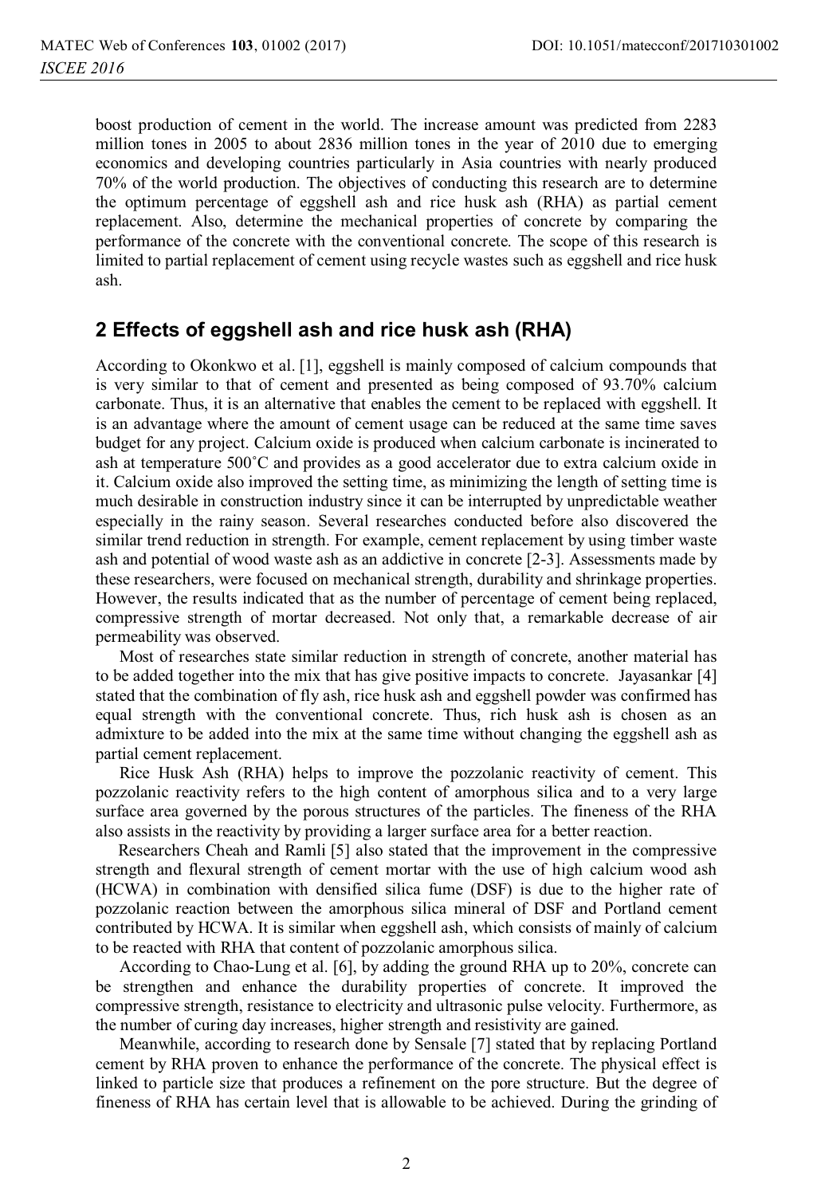boost production of cement in the world. The increase amount was predicted from 2283 million tones in 2005 to about 2836 million tones in the year of 2010 due to emerging economics and developing countries particularly in Asia countries with nearly produced 70% of the world production. The objectives of conducting this research are to determine the optimum percentage of eggshell ash and rice husk ash (RHA) as partial cement replacement. Also, determine the mechanical properties of concrete by comparing the performance of the concrete with the conventional concrete. The scope of this research is limited to partial replacement of cement using recycle wastes such as eggshell and rice husk ash.

## 2 Effects of eggshell ash and rice husk ash (RHA)

According to Okonkwo et al. [1], eggshell is mainly composed of calcium compounds that is very similar to that of cement and presented as being composed of 93.70% calcium carbonate. Thus, it is an alternative that enables the cement to be replaced with eggshell. It is an advantage where the amount of cement usage can be reduced at the same time saves budget for any project. Calcium oxide is produced when calcium carbonate is incinerated to ash at temperature 500˚C and provides as a good accelerator due to extra calcium oxide in it. Calcium oxide also improved the setting time, as minimizing the length of setting time is much desirable in construction industry since it can be interrupted by unpredictable weather especially in the rainy season. Several researches conducted before also discovered the similar trend reduction in strength. For example, cement replacement by using timber waste ash and potential of wood waste ash as an addictive in concrete [2-3]. Assessments made by these researchers, were focused on mechanical strength, durability and shrinkage properties. However, the results indicated that as the number of percentage of cement being replaced, compressive strength of mortar decreased. Not only that, a remarkable decrease of air permeability was observed.

Most of researches state similar reduction in strength of concrete, another material has to be added together into the mix that has give positive impacts to concrete. Jayasankar [4] stated that the combination of fly ash, rice husk ash and eggshell powder was confirmed has equal strength with the conventional concrete. Thus, rich husk ash is chosen as an admixture to be added into the mix at the same time without changing the eggshell ash as partial cement replacement.

Rice Husk Ash (RHA) helps to improve the pozzolanic reactivity of cement. This pozzolanic reactivity refers to the high content of amorphous silica and to a very large surface area governed by the porous structures of the particles. The fineness of the RHA also assists in the reactivity by providing a larger surface area for a better reaction.

Researchers Cheah and Ramli [5] also stated that the improvement in the compressive strength and flexural strength of cement mortar with the use of high calcium wood ash (HCWA) in combination with densified silica fume (DSF) is due to the higher rate of pozzolanic reaction between the amorphous silica mineral of DSF and Portland cement contributed by HCWA. It is similar when eggshell ash, which consists of mainly of calcium to be reacted with RHA that content of pozzolanic amorphous silica.

According to Chao-Lung et al. [6], by adding the ground RHA up to 20%, concrete can be strengthen and enhance the durability properties of concrete. It improved the compressive strength, resistance to electricity and ultrasonic pulse velocity. Furthermore, as the number of curing day increases, higher strength and resistivity are gained.

Meanwhile, according to research done by Sensale [7] stated that by replacing Portland cement by RHA proven to enhance the performance of the concrete. The physical effect is linked to particle size that produces a refinement on the pore structure. But the degree of fineness of RHA has certain level that is allowable to be achieved. During the grinding of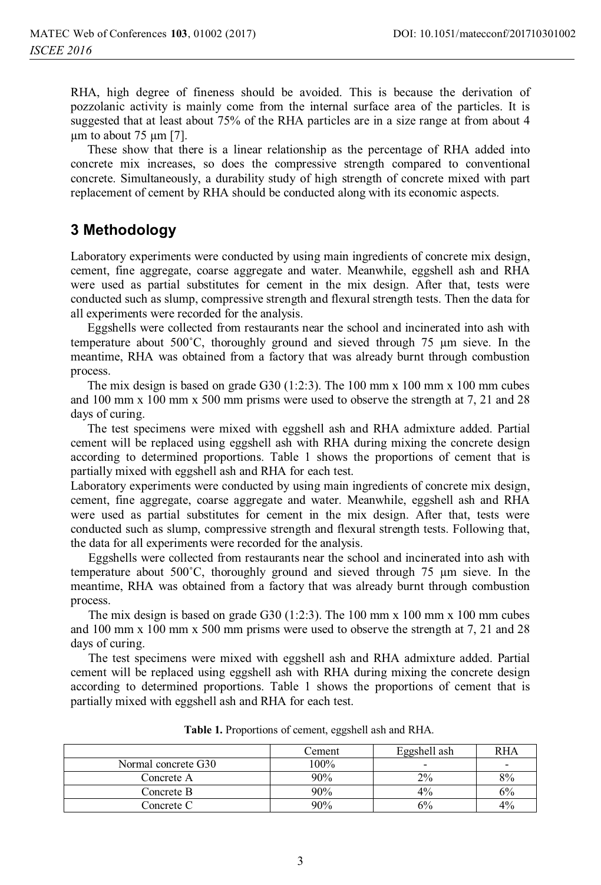RHA, high degree of fineness should be avoided. This is because the derivation of pozzolanic activity is mainly come from the internal surface area of the particles. It is suggested that at least about 75% of the RHA particles are in a size range at from about 4 μm to about 75 μm [7].

These show that there is a linear relationship as the percentage of RHA added into concrete mix increases, so does the compressive strength compared to conventional concrete. Simultaneously, a durability study of high strength of concrete mixed with part replacement of cement by RHA should be conducted along with its economic aspects.

## 3 Methodology

Laboratory experiments were conducted by using main ingredients of concrete mix design, cement, fine aggregate, coarse aggregate and water. Meanwhile, eggshell ash and RHA were used as partial substitutes for cement in the mix design. After that, tests were conducted such as slump, compressive strength and flexural strength tests. Then the data for all experiments were recorded for the analysis.

Eggshells were collected from restaurants near the school and incinerated into ash with temperature about 500˚C, thoroughly ground and sieved through 75 μm sieve. In the meantime, RHA was obtained from a factory that was already burnt through combustion process.

The mix design is based on grade G30 (1:2:3). The 100 mm x 100 mm x 100 mm cubes and 100 mm x 100 mm x 500 mm prisms were used to observe the strength at 7, 21 and 28 days of curing.

The test specimens were mixed with eggshell ash and RHA admixture added. Partial cement will be replaced using eggshell ash with RHA during mixing the concrete design according to determined proportions. Table 1 shows the proportions of cement that is partially mixed with eggshell ash and RHA for each test.

Laboratory experiments were conducted by using main ingredients of concrete mix design, cement, fine aggregate, coarse aggregate and water. Meanwhile, eggshell ash and RHA were used as partial substitutes for cement in the mix design. After that, tests were conducted such as slump, compressive strength and flexural strength tests. Following that, the data for all experiments were recorded for the analysis.

Eggshells were collected from restaurants near the school and incinerated into ash with temperature about 500˚C, thoroughly ground and sieved through 75 μm sieve. In the meantime, RHA was obtained from a factory that was already burnt through combustion process.

The mix design is based on grade G30 (1:2:3). The 100 mm x 100 mm x 100 mm cubes and 100 mm x 100 mm x 500 mm prisms were used to observe the strength at 7, 21 and 28 days of curing.

The test specimens were mixed with eggshell ash and RHA admixture added. Partial cement will be replaced using eggshell ash with RHA during mixing the concrete design according to determined proportions. Table 1 shows the proportions of cement that is partially mixed with eggshell ash and RHA for each test.

**Table 1.** Proportions of cement, eggshell ash and RHA.

| | Cement | Eggshell ash | RHA |
|---|---|---|---|
| Normal concrete G30 | 100% | - | - |
| Concrete A | 90% | 2% | 8% |
| Concrete B | 90% | 4% | 6% |
| Concrete C | 90% | 6% | 4% |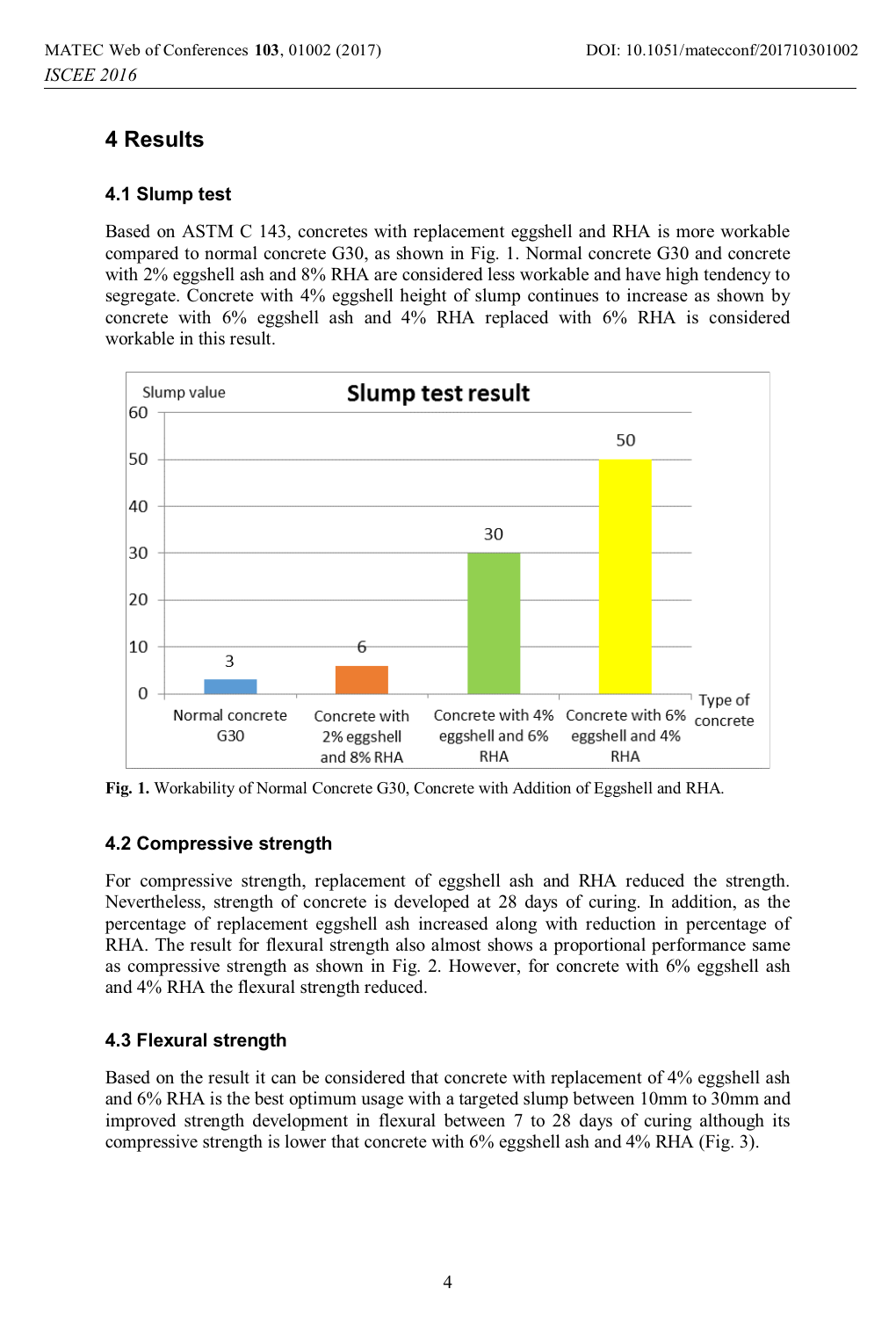# 4 Results

## 4.1 Slump test

Based on ASTM C 143, concretes with replacement eggshell and RHA is more workable compared to normal concrete G30, as shown in Fig. 1. Normal concrete G30 and concrete with 2% eggshell ash and 8% RHA are considered less workable and have high tendency to segregate. Concrete with 4% eggshell height of slump continues to increase as shown by concrete with 6% eggshell ash and 4% RHA replaced with 6% RHA is considered workable in this result.

**Fig. 1.** Workability of Normal Concrete G30, Concrete with Addition of Eggshell and RHA.

## 4.2 Compressive strength

For compressive strength, replacement of eggshell ash and RHA reduced the strength. Nevertheless, strength of concrete is developed at 28 days of curing. In addition, as the percentage of replacement eggshell ash increased along with reduction in percentage of RHA. The result for flexural strength also almost shows a proportional performance same as compressive strength as shown in Fig. 2. However, for concrete with 6% eggshell ash and 4% RHA the flexural strength reduced.

## 4.3 Flexural strength

Based on the result it can be considered that concrete with replacement of 4% eggshell ash and 6% RHA is the best optimum usage with a targeted slump between 10mm to 30mm and improved strength development in flexural between 7 to 28 days of curing although its compressive strength is lower that concrete with 6% eggshell ash and 4% RHA (Fig. 3).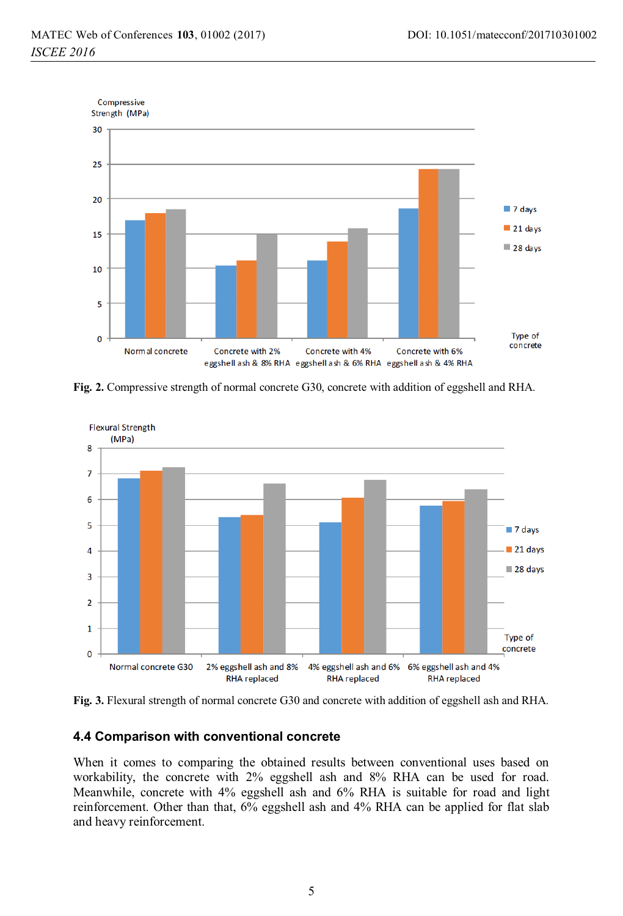Fig. 2. Compressive strength of normal concrete G30, concrete with addition of eggshell and RHA.

Fig. 3. Flexural strength of normal concrete G30 and concrete with addition of eggshell ash and RHA.

### 4.4 Comparison with conventional concrete

When it comes to comparing the obtained results between conventional uses based on workability, the concrete with 2% eggshell ash and 8% RHA can be used for road. Meanwhile, concrete with 4% eggshell ash and 6% RHA is suitable for road and light reinforcement. Other than that, 6% eggshell ash and 4% RHA can be applied for flat slab and heavy reinforcement.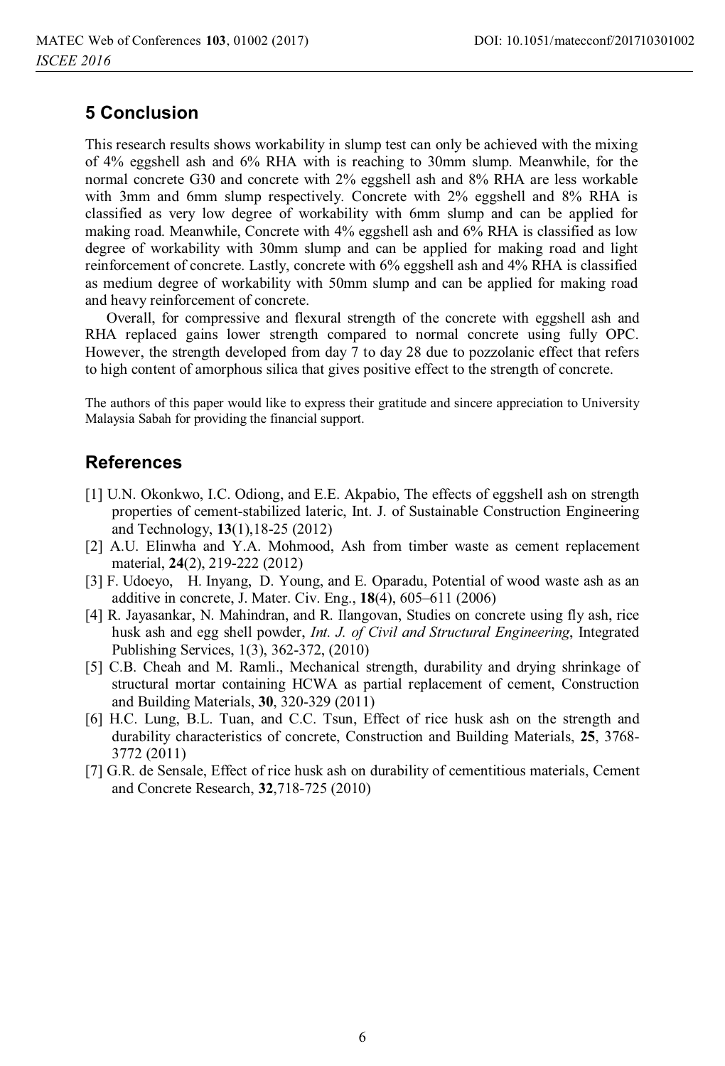## 5 Conclusion

This research results shows workability in slump test can only be achieved with the mixing of 4% eggshell ash and 6% RHA with is reaching to 30mm slump. Meanwhile, for the normal concrete G30 and concrete with 2% eggshell ash and 8% RHA are less workable with 3mm and 6mm slump respectively. Concrete with 2% eggshell and 8% RHA is classified as very low degree of workability with 6mm slump and can be applied for making road. Meanwhile, Concrete with 4% eggshell ash and 6% RHA is classified as low degree of workability with 30mm slump and can be applied for making road and light reinforcement of concrete. Lastly, concrete with 6% eggshell ash and 4% RHA is classified as medium degree of workability with 50mm slump and can be applied for making road and heavy reinforcement of concrete.

Overall, for compressive and flexural strength of the concrete with eggshell ash and RHA replaced gains lower strength compared to normal concrete using fully OPC. However, the strength developed from day 7 to day 28 due to pozzolanic effect that refers to high content of amorphous silica that gives positive effect to the strength of concrete.

The authors of this paper would like to express their gratitude and sincere appreciation to University Malaysia Sabah for providing the financial support.

## References

[1] U.N. Okonkwo, I.C. Odiong, and E.E. Akpabio, The effects of eggshell ash on strength properties of cement-stabilized lateric, Int. J. of Sustainable Construction Engineering and Technology, **13**(1),18-25 (2012)

[2] A.U. Elinwha and Y.A. Mohmood, Ash from timber waste as cement replacement material, **24**(2), 219-222 (2012)

[3] F. Udoeyo, H. Inyang, D. Young, and E. Oparadu, Potential of wood waste ash as an additive in concrete, J. Mater. Civ. Eng., **18**(4), 605–611 (2006)

[4] R. Jayasankar, N. Mahindran, and R. Ilangovan, Studies on concrete using fly ash, rice husk ash and egg shell powder, *Int. J. of Civil and Structural Engineering*, Integrated Publishing Services, 1(3), 362-372, (2010)

[5] C.B. Cheah and M. Ramli., Mechanical strength, durability and drying shrinkage of structural mortar containing HCWA as partial replacement of cement, Construction and Building Materials, **30**, 320-329 (2011)

[6] H.C. Lung, B.L. Tuan, and C.C. Tsun, Effect of rice husk ash on the strength and durability characteristics of concrete, Construction and Building Materials, **25**, 3768-3772 (2011)

[7] G.R. de Sensale, Effect of rice husk ash on durability of cementitious materials, Cement and Concrete Research, **32**,718-725 (2010)